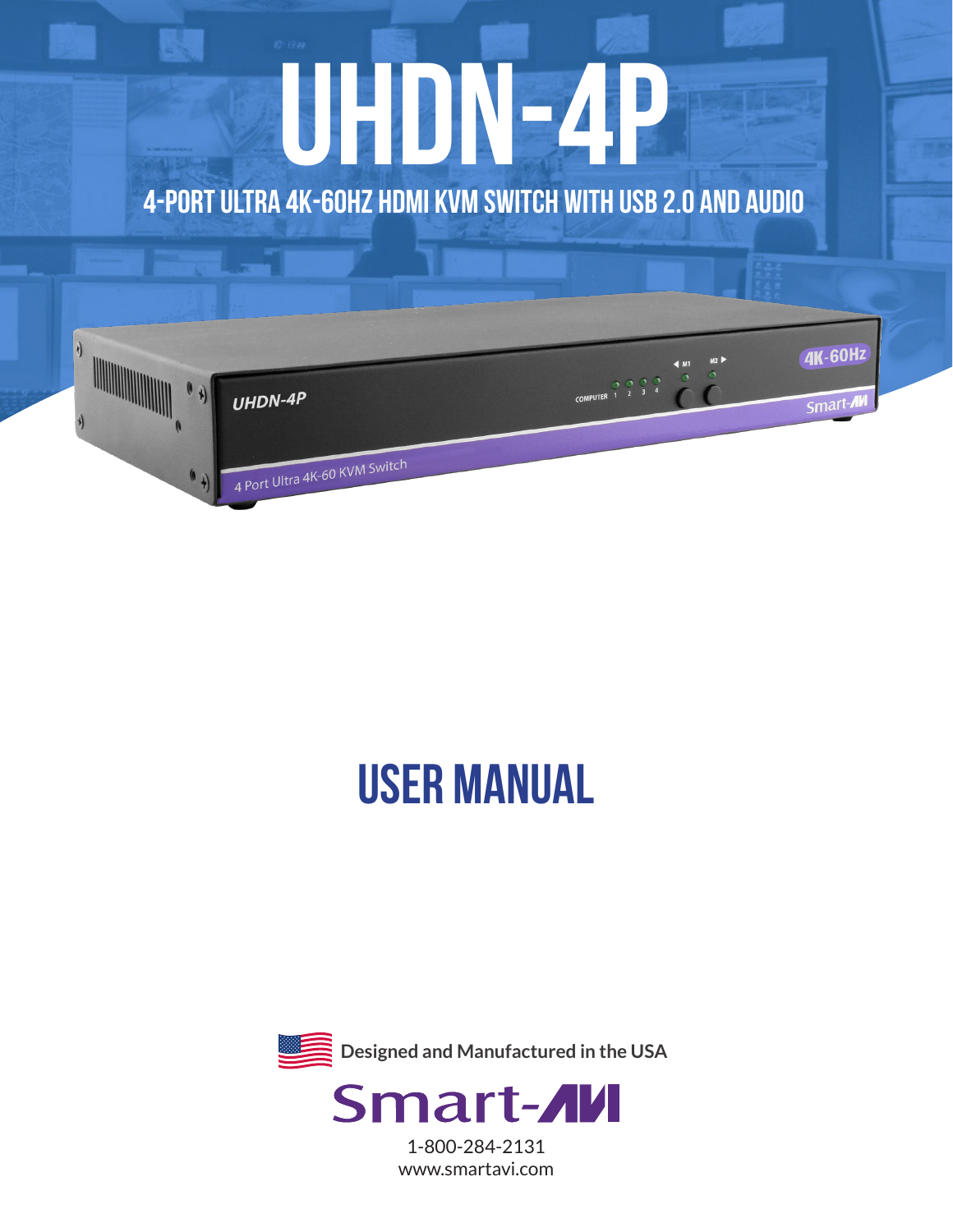# UHDN-4P

## 4-PORT ULTRA 4K-60HZ HDMI KVM SWITCH WITH USB 2.0 AND AUDIO

# USER MANUAL

**Designed and Manufactured in the USA**

Smart-AVI

1-800-284-2131
www.smartavi.com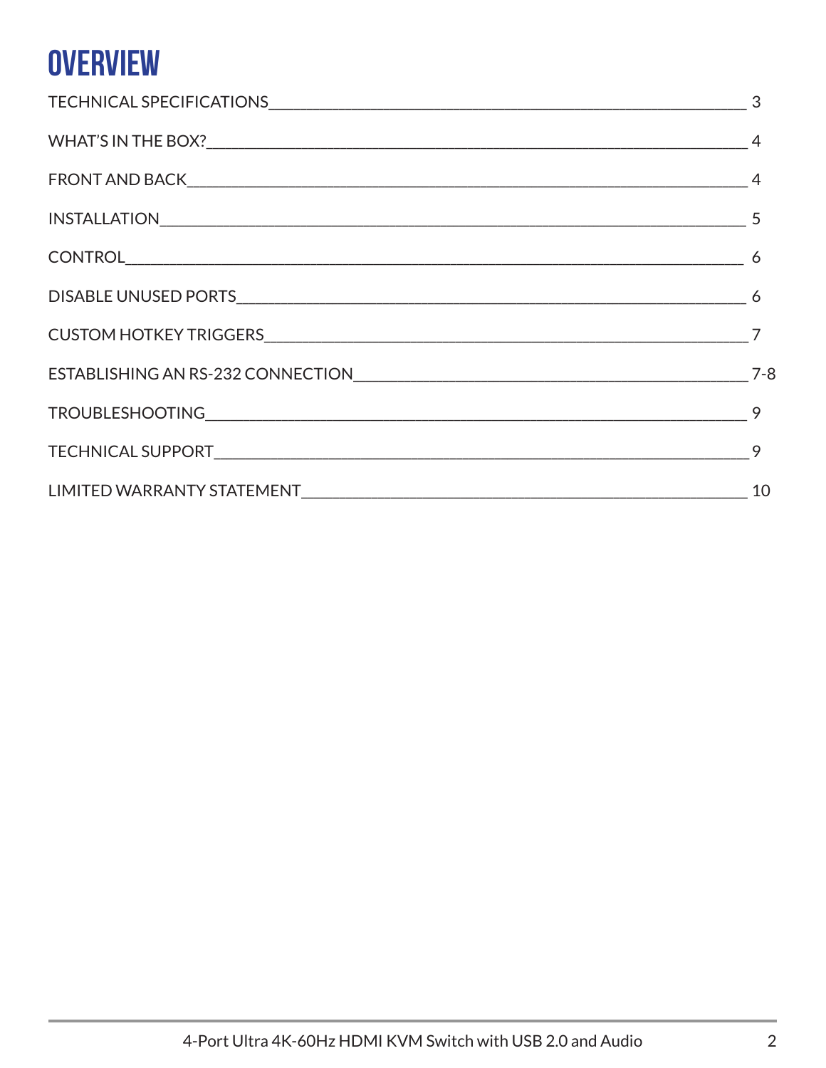# OVERVIEW

| | |
|---|---|
| TECHNICAL SPECIFICATIONS | 3 |
| WHAT'S IN THE BOX? | 4 |
| FRONT AND BACK | 4 |
| INSTALLATION | 5 |
| CONTROL | 6 |
| DISABLE UNUSED PORTS | 6 |
| CUSTOM HOTKEY TRIGGERS | 7 |
| ESTABLISHING AN RS-232 CONNECTION | 7-8 |
| TROUBLESHOOTING | 9 |
| TECHNICAL SUPPORT | 9 |
| LIMITED WARRANTY STATEMENT | 10 |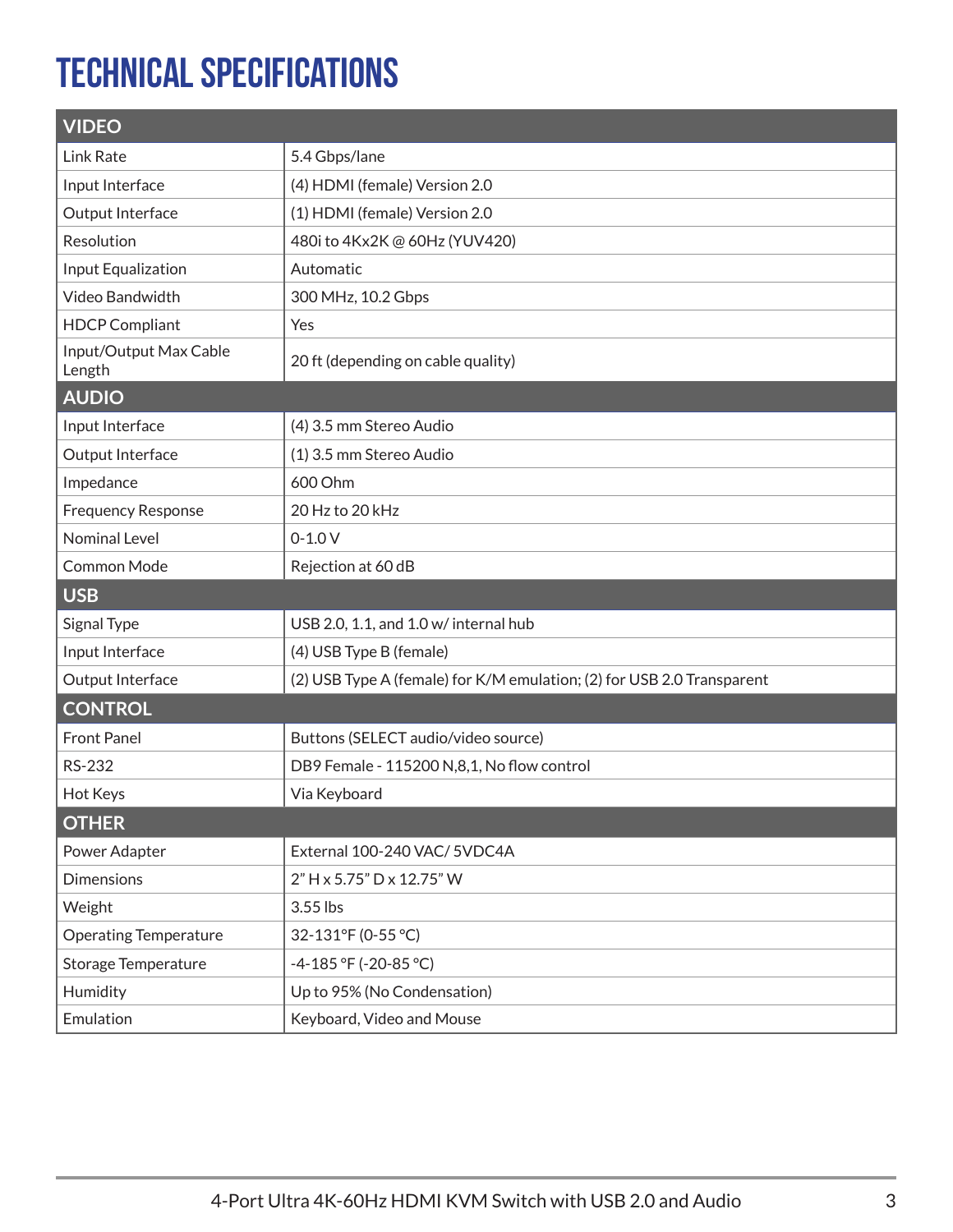# TECHNICAL SPECIFICATIONS

| | |
|---|---|
| **VIDEO** | |
| Link Rate | 5.4 Gbps/lane |
| Input Interface | (4) HDMI (female) Version 2.0 |
| Output Interface | (1) HDMI (female) Version 2.0 |
| Resolution | 480i to 4Kx2K @ 60Hz (YUV420) |
| Input Equalization | Automatic |
| Video Bandwidth | 300 MHz, 10.2 Gbps |
| HDCP Compliant | Yes |
| Input/Output Max Cable Length | 20 ft (depending on cable quality) |
| **AUDIO** | |
| Input Interface | (4) 3.5 mm Stereo Audio |
| Output Interface | (1) 3.5 mm Stereo Audio |
| Impedance | 600 Ohm |
| Frequency Response | 20 Hz to 20 kHz |
| Nominal Level | 0-1.0 V |
| Common Mode | Rejection at 60 dB |
| **USB** | |
| Signal Type | USB 2.0, 1.1, and 1.0 w/ internal hub |
| Input Interface | (4) USB Type B (female) |
| Output Interface | (2) USB Type A (female) for K/M emulation; (2) for USB 2.0 Transparent |
| **CONTROL** | |
| Front Panel | Buttons (SELECT audio/video source) |
| RS-232 | DB9 Female - 115200 N,8,1, No flow control |
| Hot Keys | Via Keyboard |
| **OTHER** | |
| Power Adapter | External 100-240 VAC/ 5VDC4A |
| Dimensions | 2" H x 5.75" D x 12.75" W |
| Weight | 3.55 lbs |
| Operating Temperature | 32-131°F (0-55 °C) |
| Storage Temperature | -4-185 °F (-20-85 °C) |
| Humidity | Up to 95% (No Condensation) |
| Emulation | Keyboard, Video and Mouse |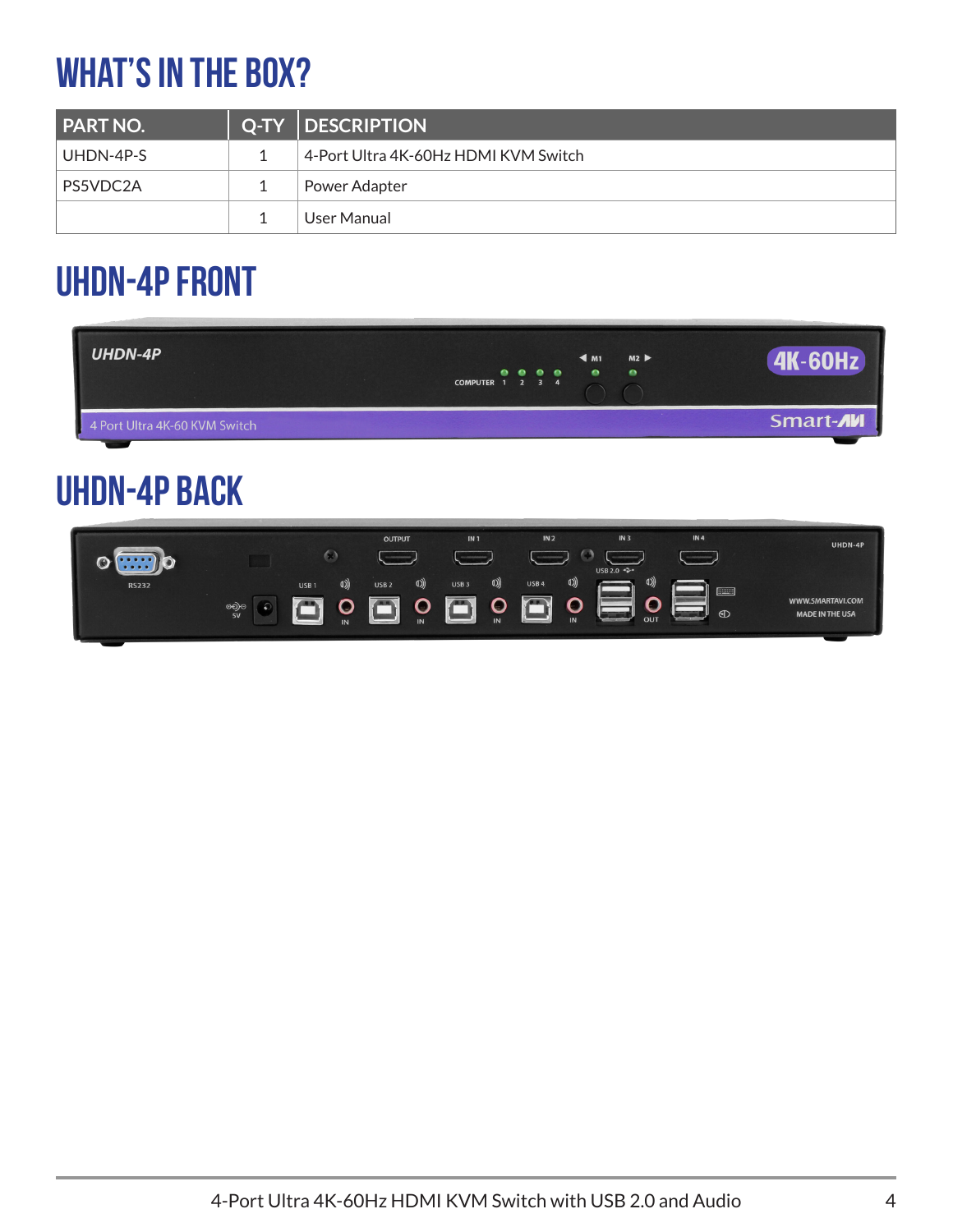# WHAT'S IN THE BOX?

| PART NO. | Q-TY | DESCRIPTION |
| --- | --- | --- |
| UHDN-4P-S | 1 | 4-Port Ultra 4K-60Hz HDMI KVM Switch |
| PS5VDC2A | 1 | Power Adapter |
| | 1 | User Manual |

# UHDN-4P FRONT

# UHDN-4P BACK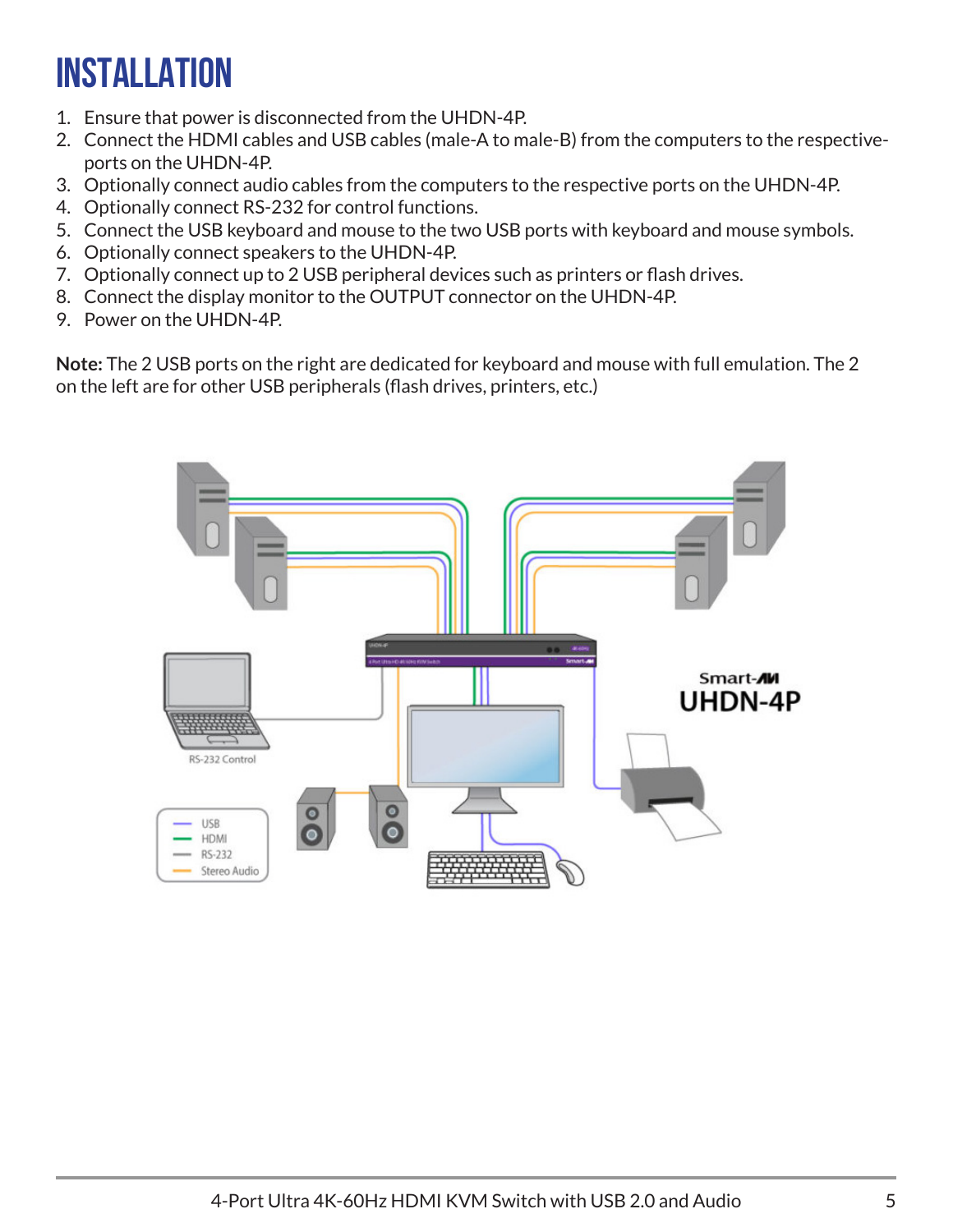# INSTALLATION

1. Ensure that power is disconnected from the UHDN-4P.
2. Connect the HDMI cables and USB cables (male-A to male-B) from the computers to the respective-ports on the UHDN-4P.
3. Optionally connect audio cables from the computers to the respective ports on the UHDN-4P.
4. Optionally connect RS-232 for control functions.
5. Connect the USB keyboard and mouse to the two USB ports with keyboard and mouse symbols.
6. Optionally connect speakers to the UHDN-4P.
7. Optionally connect up to 2 USB peripheral devices such as printers or flash drives.
8. Connect the display monitor to the OUTPUT connector on the UHDN-4P.
9. Power on the UHDN-4P.

**Note:** The 2 USB ports on the right are dedicated for keyboard and mouse with full emulation. The 2 on the left are for other USB peripherals (flash drives, printers, etc.)

RS-232 Control

Smart-AVI

UHDN-4P

USB

HDMI

RS-232

Stereo Audio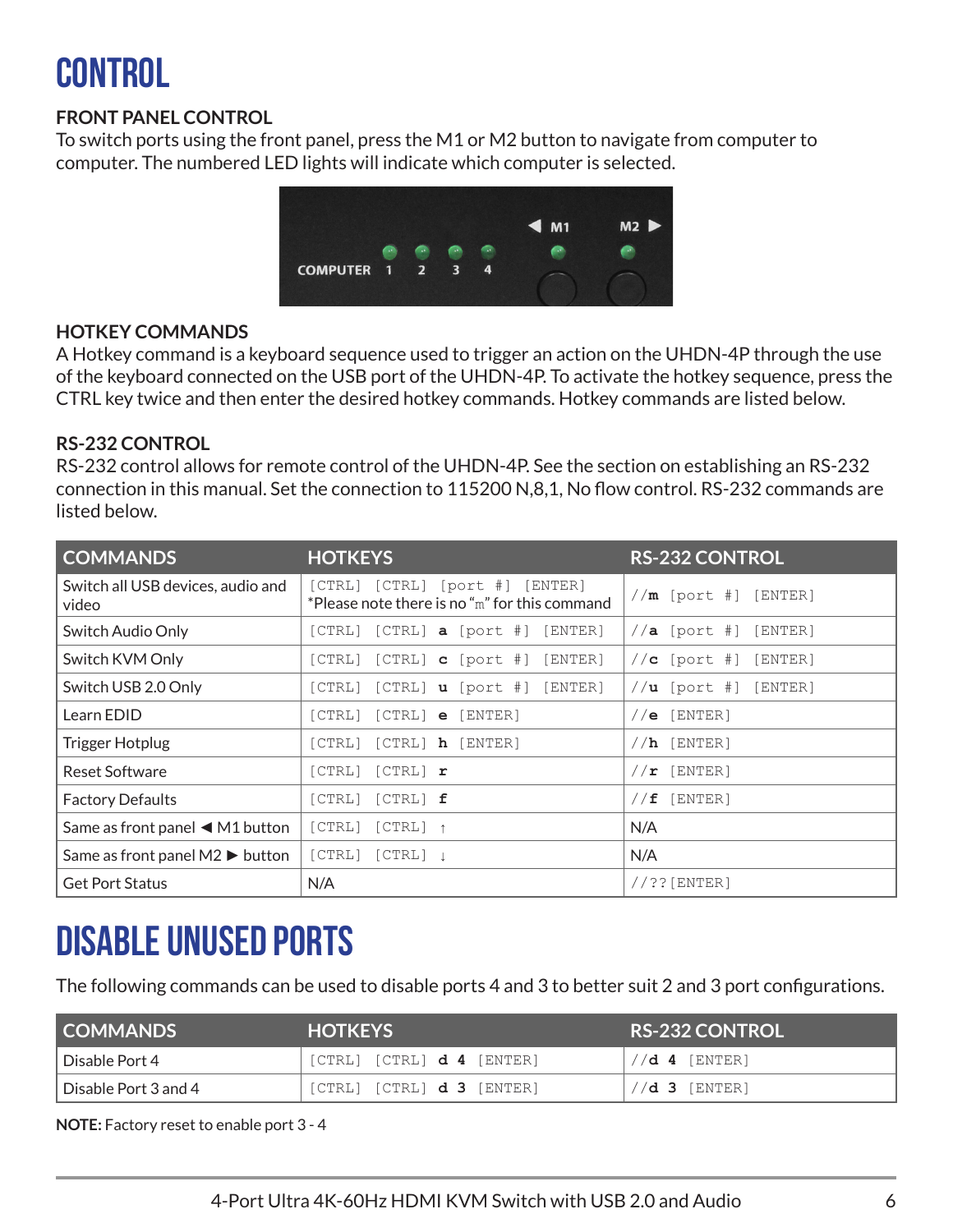# CONTROL

### FRONT PANEL CONTROL

To switch ports using the front panel, press the M1 or M2 button to navigate from computer to computer. The numbered LED lights will indicate which computer is selected.

### HOTKEY COMMANDS

A Hotkey command is a keyboard sequence used to trigger an action on the UHDN-4P through the use of the keyboard connected on the USB port of the UHDN-4P. To activate the hotkey sequence, press the CTRL key twice and then enter the desired hotkey commands. Hotkey commands are listed below.

### RS-232 CONTROL

RS-232 control allows for remote control of the UHDN-4P. See the section on establishing an RS-232 connection in this manual. Set the connection to 115200 N,8,1, No flow control. RS-232 commands are listed below.

| COMMANDS | HOTKEYS | RS-232 CONTROL |
|---|---|---|
| Switch all USB devices, audio and video | [CTRL] [CTRL] [port #] [ENTER] *Please note there is no "m" for this command | //**m** [port #] [ENTER] |
| Switch Audio Only | [CTRL] [CTRL] **a** [port #] [ENTER] | //**a** [port #] [ENTER] |
| Switch KVM Only | [CTRL] [CTRL] **c** [port #] [ENTER] | //**c** [port #] [ENTER] |
| Switch USB 2.0 Only | [CTRL] [CTRL] **u** [port #] [ENTER] | //**u** [port #] [ENTER] |
| Learn EDID | [CTRL] [CTRL] **e** [ENTER] | //**e** [ENTER] |
| Trigger Hotplug | [CTRL] [CTRL] **h** [ENTER] | //**h** [ENTER] |
| Reset Software | [CTRL] [CTRL] **r** | //**r** [ENTER] |
| Factory Defaults | [CTRL] [CTRL] **f** | //**f** [ENTER] |
| Same as front panel ◀ M1 button | [CTRL] [CTRL] ↑ | N/A |
| Same as front panel M2 ▶ button | [CTRL] [CTRL] ↓ | N/A |
| Get Port Status | N/A | //??[ENTER] |

# DISABLE UNUSED PORTS

The following commands can be used to disable ports 4 and 3 to better suit 2 and 3 port configurations.

| COMMANDS | HOTKEYS | RS-232 CONTROL |
|---|---|---|
| Disable Port 4 | [CTRL] [CTRL] **d 4** [ENTER] | //**d 4** [ENTER] |
| Disable Port 3 and 4 | [CTRL] [CTRL] **d 3** [ENTER] | //**d 3** [ENTER] |

**NOTE:** Factory reset to enable port 3 - 4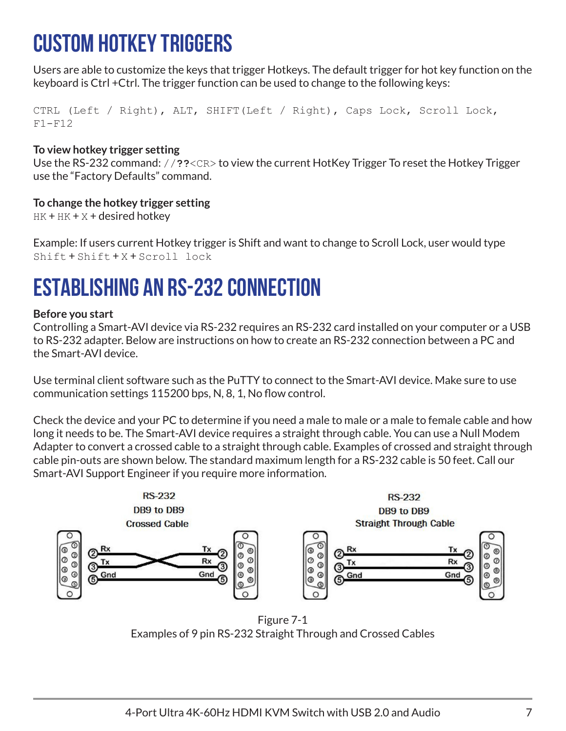# CUSTOM HOTKEY TRIGGERS

Users are able to customize the keys that trigger Hotkeys. The default trigger for hot key function on the keyboard is Ctrl +Ctrl. The trigger function can be used to change to the following keys:

```
CTRL (Left / Right), ALT, SHIFT(Left / Right), Caps Lock, Scroll Lock, F1-F12
```

**To view hotkey trigger setting**
Use the RS-232 command: `//`**??**`<CR>` to view the current HotKey Trigger To reset the Hotkey Trigger use the "Factory Defaults" command.

**To change the hotkey trigger setting**
`HK` + `HK` + `X` + desired hotkey

Example: If users current Hotkey trigger is Shift and want to change to Scroll Lock, user would type `Shift` + `Shift` + `X` + `Scroll lock`

# ESTABLISHING AN RS-232 CONNECTION

**Before you start**
Controlling a Smart-AVI device via RS-232 requires an RS-232 card installed on your computer or a USB to RS-232 adapter. Below are instructions on how to create an RS-232 connection between a PC and the Smart-AVI device.

Use terminal client software such as the PuTTY to connect to the Smart-AVI device. Make sure to use communication settings 115200 bps, N, 8, 1, No flow control.

Check the device and your PC to determine if you need a male to male or a male to female cable and how long it needs to be. The Smart-AVI device requires a straight through cable. You can use a Null Modem Adapter to convert a crossed cable to a straight through cable. Examples of crossed and straight through cable pin-outs are shown below. The standard maximum length for a RS-232 cable is 50 feet. Call our Smart-AVI Support Engineer if you require more information.

RS-232
DB9 to DB9
Crossed Cable

Rx Tx Gnd — Tx Rx Gnd

RS-232
DB9 to DB9
Straight Through Cable

Rx Tx Gnd — Tx Rx Gnd

Figure 7-1
Examples of 9 pin RS-232 Straight Through and Crossed Cables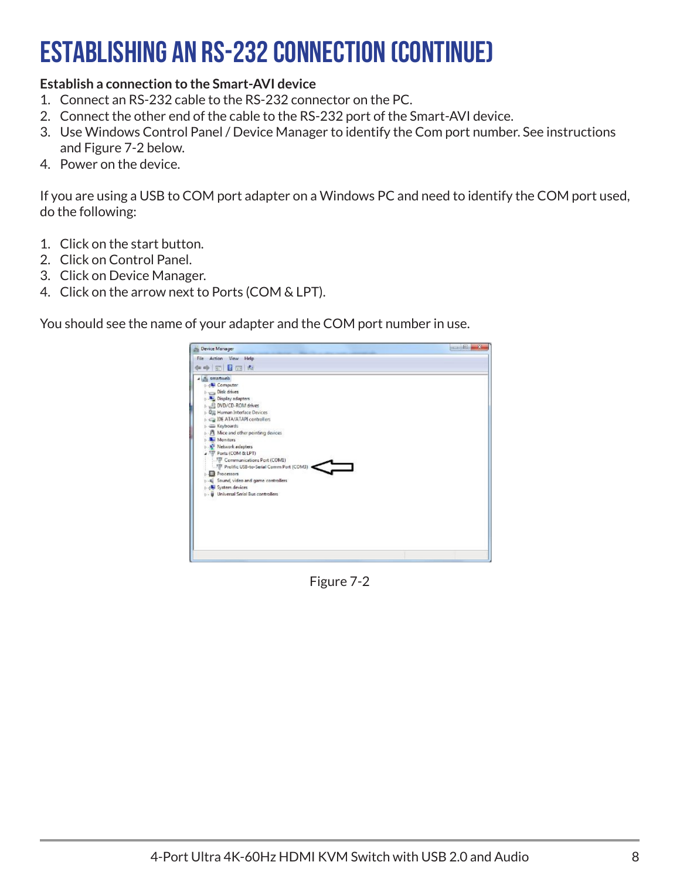# ESTABLISHING AN RS-232 CONNECTION (CONTINUE)

**Establish a connection to the Smart-AVI device**

1. Connect an RS-232 cable to the RS-232 connector on the PC.
2. Connect the other end of the cable to the RS-232 port of the Smart-AVI device.
3. Use Windows Control Panel / Device Manager to identify the Com port number. See instructions and Figure 7-2 below.
4. Power on the device.

If you are using a USB to COM port adapter on a Windows PC and need to identify the COM port used, do the following:

1. Click on the start button.
2. Click on Control Panel.
3. Click on Device Manager.
4. Click on the arrow next to Ports (COM & LPT).

You should see the name of your adapter and the COM port number in use.

Figure 7-2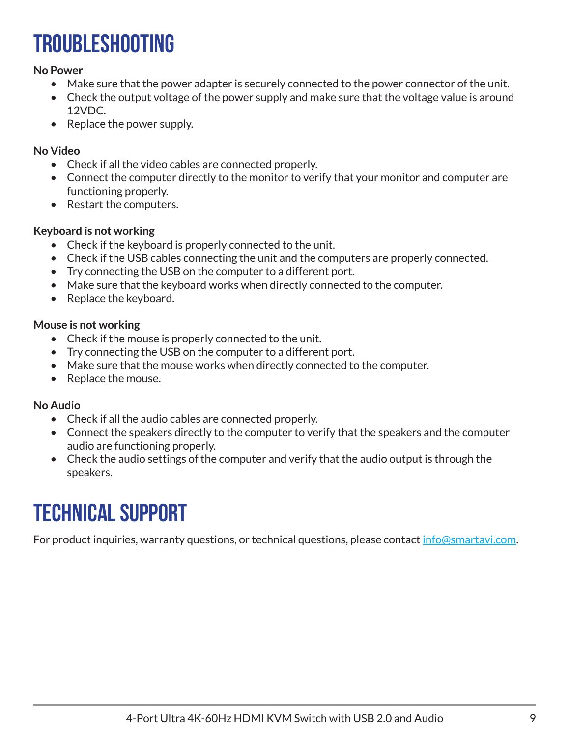# TROUBLESHOOTING

**No Power**

- Make sure that the power adapter is securely connected to the power connector of the unit.
- Check the output voltage of the power supply and make sure that the voltage value is around 12VDC.
- Replace the power supply.

**No Video**

- Check if all the video cables are connected properly.
- Connect the computer directly to the monitor to verify that your monitor and computer are functioning properly.
- Restart the computers.

**Keyboard is not working**

- Check if the keyboard is properly connected to the unit.
- Check if the USB cables connecting the unit and the computers are properly connected.
- Try connecting the USB on the computer to a different port.
- Make sure that the keyboard works when directly connected to the computer.
- Replace the keyboard.

**Mouse is not working**

- Check if the mouse is properly connected to the unit.
- Try connecting the USB on the computer to a different port.
- Make sure that the mouse works when directly connected to the computer.
- Replace the mouse.

**No Audio**

- Check if all the audio cables are connected properly.
- Connect the speakers directly to the computer to verify that the speakers and the computer audio are functioning properly.
- Check the audio settings of the computer and verify that the audio output is through the speakers.

# TECHNICAL SUPPORT

For product inquiries, warranty questions, or technical questions, please contact info@smartavi.com.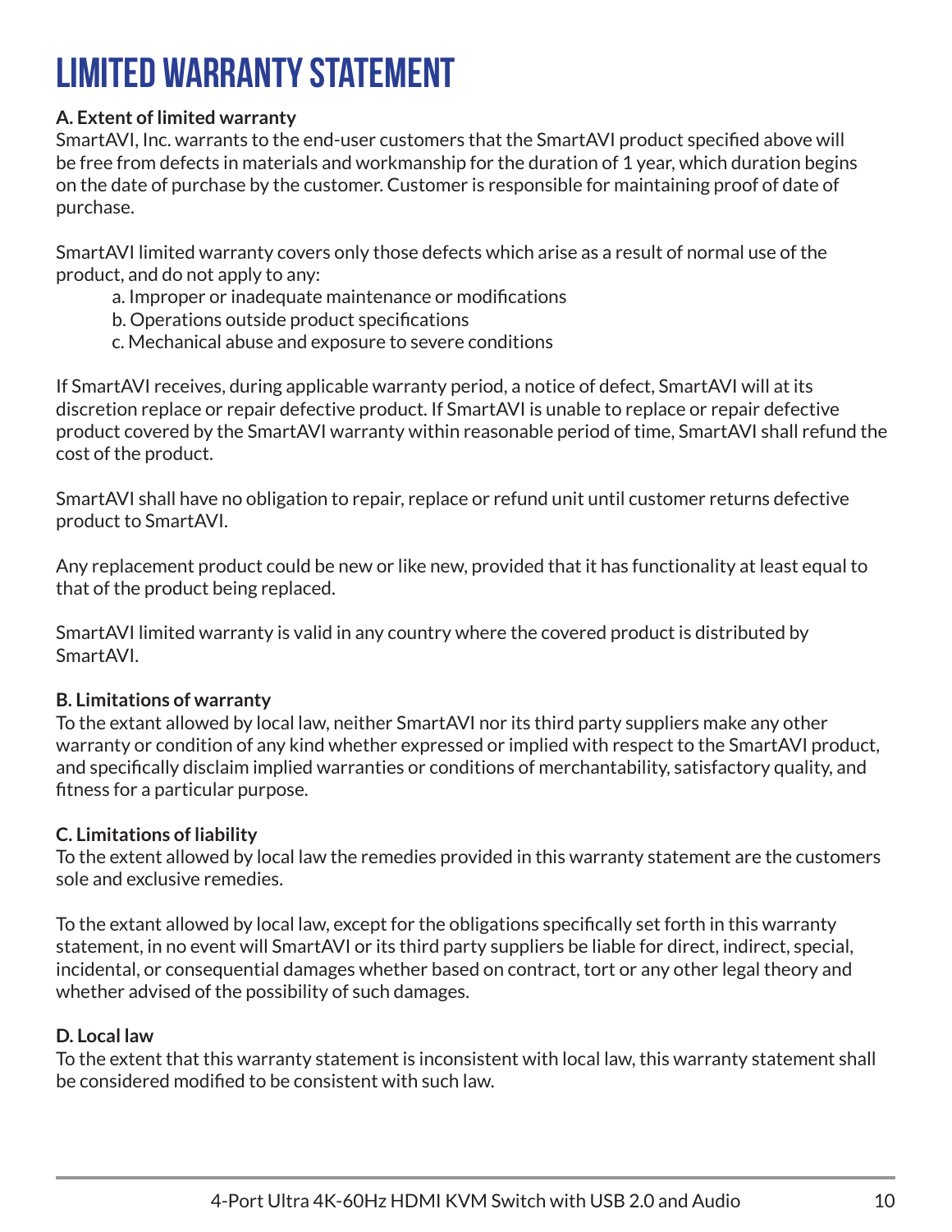# LIMITED WARRANTY STATEMENT

**A. Extent of limited warranty**

SmartAVI, Inc. warrants to the end-user customers that the SmartAVI product specified above will be free from defects in materials and workmanship for the duration of 1 year, which duration begins on the date of purchase by the customer. Customer is responsible for maintaining proof of date of purchase.

SmartAVI limited warranty covers only those defects which arise as a result of normal use of the product, and do not apply to any:

a. Improper or inadequate maintenance or modifications
b. Operations outside product specifications
c. Mechanical abuse and exposure to severe conditions

If SmartAVI receives, during applicable warranty period, a notice of defect, SmartAVI will at its discretion replace or repair defective product. If SmartAVI is unable to replace or repair defective product covered by the SmartAVI warranty within reasonable period of time, SmartAVI shall refund the cost of the product.

SmartAVI shall have no obligation to repair, replace or refund unit until customer returns defective product to SmartAVI.

Any replacement product could be new or like new, provided that it has functionality at least equal to that of the product being replaced.

SmartAVI limited warranty is valid in any country where the covered product is distributed by SmartAVI.

**B. Limitations of warranty**

To the extant allowed by local law, neither SmartAVI nor its third party suppliers make any other warranty or condition of any kind whether expressed or implied with respect to the SmartAVI product, and specifically disclaim implied warranties or conditions of merchantability, satisfactory quality, and fitness for a particular purpose.

**C. Limitations of liability**

To the extent allowed by local law the remedies provided in this warranty statement are the customers sole and exclusive remedies.

To the extant allowed by local law, except for the obligations specifically set forth in this warranty statement, in no event will SmartAVI or its third party suppliers be liable for direct, indirect, special, incidental, or consequential damages whether based on contract, tort or any other legal theory and whether advised of the possibility of such damages.

**D. Local law**

To the extent that this warranty statement is inconsistent with local law, this warranty statement shall be considered modified to be consistent with such law.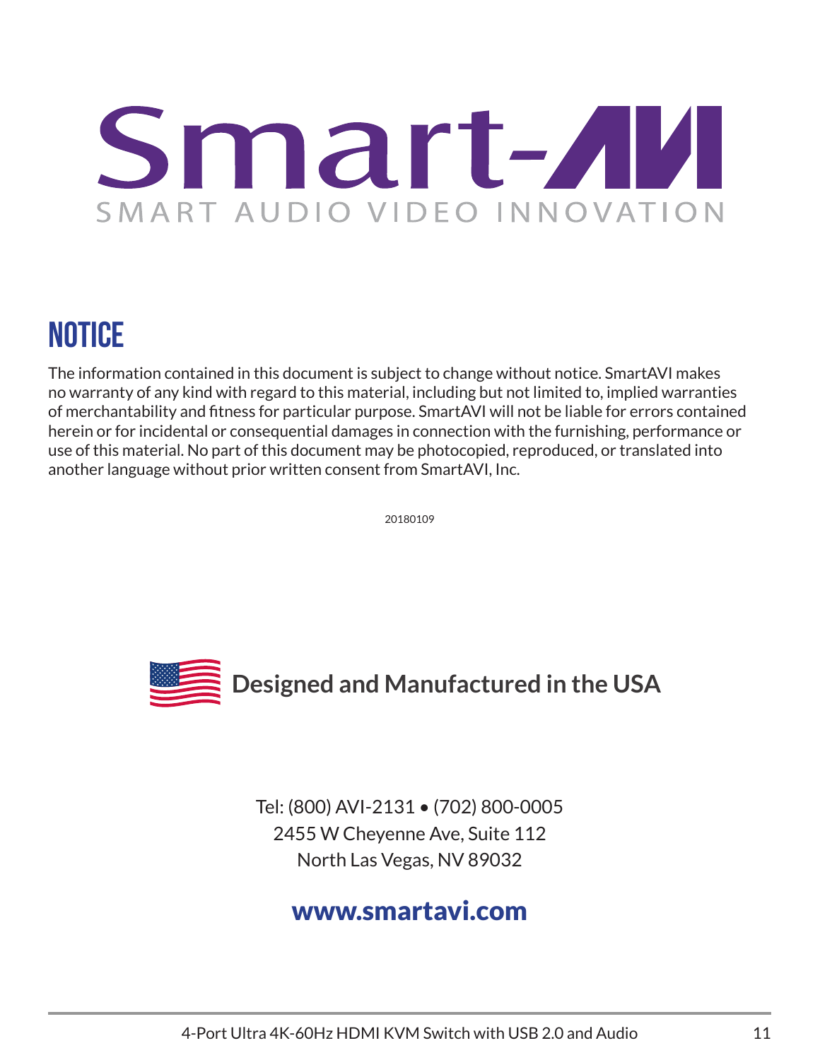Smart-AVI

SMART AUDIO VIDEO INNOVATION

# NOTICE

The information contained in this document is subject to change without notice. SmartAVI makes no warranty of any kind with regard to this material, including but not limited to, implied warranties of merchantability and fitness for particular purpose. SmartAVI will not be liable for errors contained herein or for incidental or consequential damages in connection with the furnishing, performance or use of this material. No part of this document may be photocopied, reproduced, or translated into another language without prior written consent from SmartAVI, Inc.

20180109

**Designed and Manufactured in the USA**

Tel: (800) AVI-2131 • (702) 800-0005
2455 W Cheyenne Ave, Suite 112
North Las Vegas, NV 89032

**www.smartavi.com**